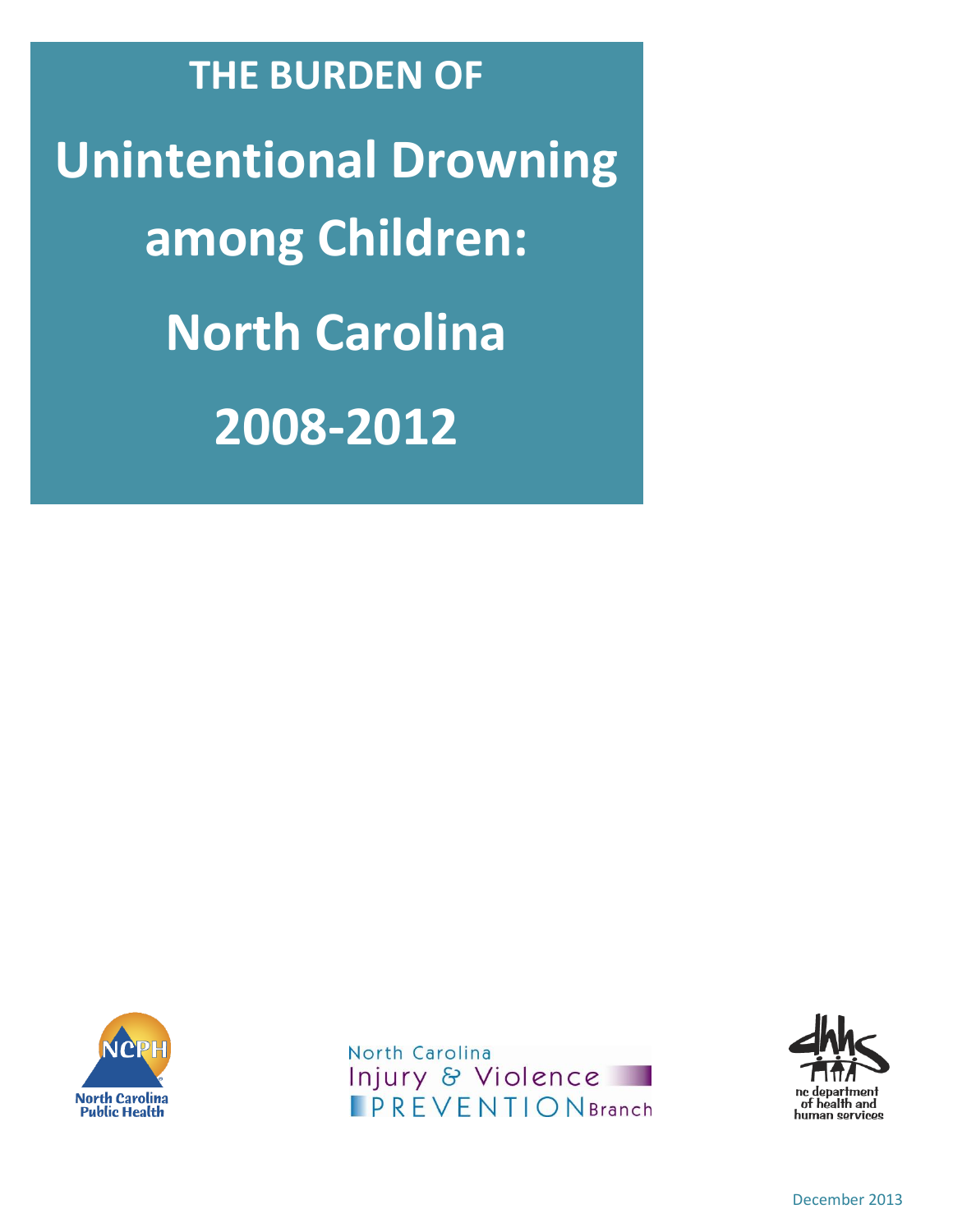# THE BURDEN OF Unintentional Drowning among Children: North Carolina 2008-2012

North Carolina Public Health

North Carolina Injury & Violence PREVENTION Branch

nc department of health and human services

December 2013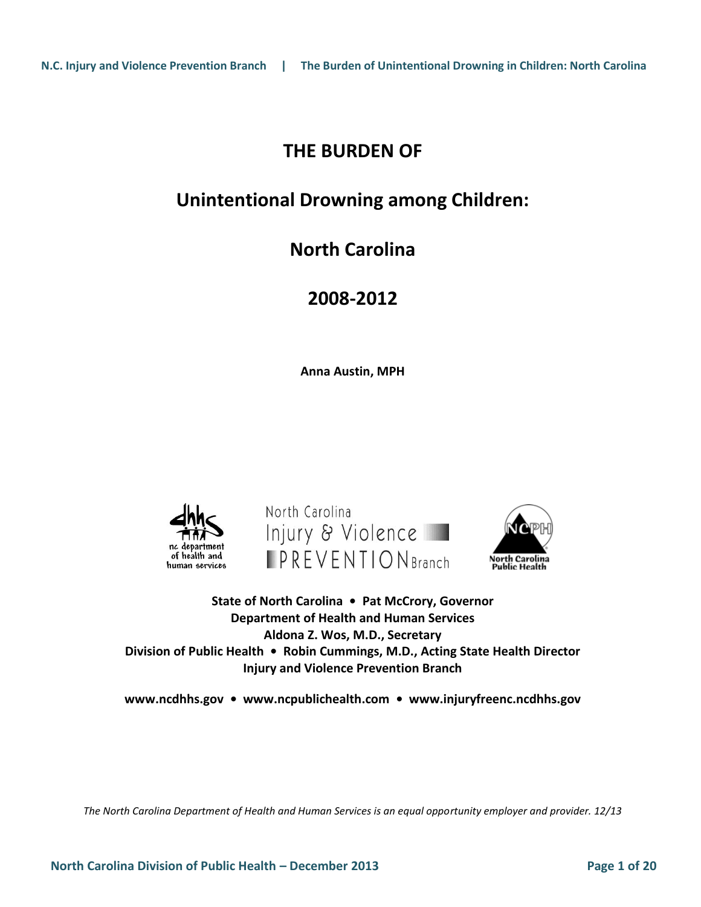# THE BURDEN OF

# Unintentional Drowning among Children:

# North Carolina

# 2008-2012

**Anna Austin, MPH**

**State of North Carolina • Pat McCrory, Governor**
**Department of Health and Human Services**
**Aldona Z. Wos, M.D., Secretary**
**Division of Public Health • Robin Cummings, M.D., Acting State Health Director**
**Injury and Violence Prevention Branch**

**www.ncdhhs.gov • www.ncpublichealth.com • www.injuryfreenc.ncdhhs.gov**

*The North Carolina Department of Health and Human Services is an equal opportunity employer and provider. 12/13*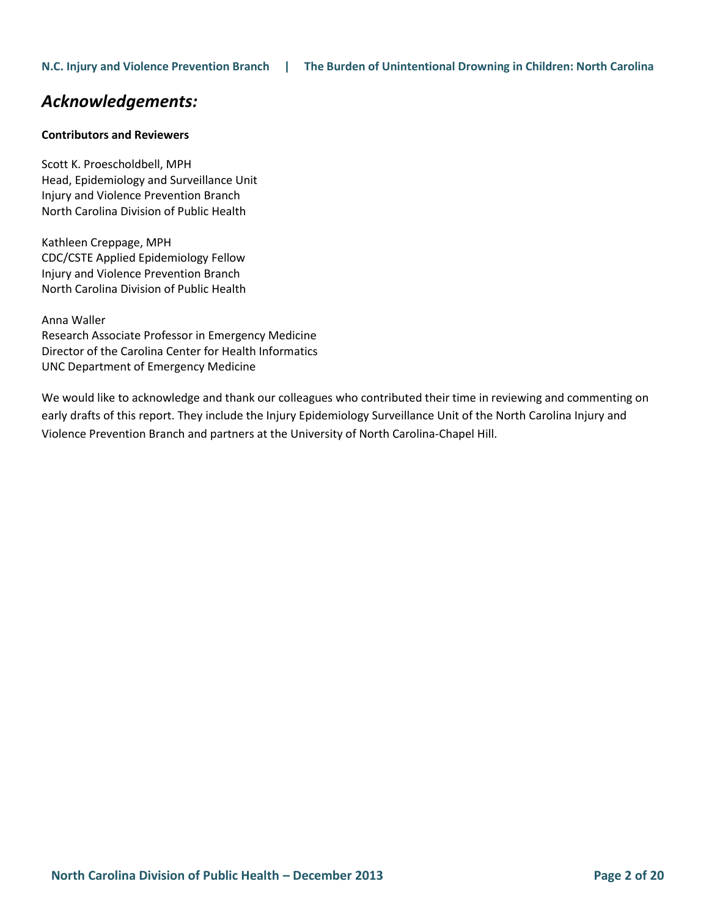## *Acknowledgements:*

**Contributors and Reviewers**

Scott K. Proescholdbell, MPH
Head, Epidemiology and Surveillance Unit
Injury and Violence Prevention Branch
North Carolina Division of Public Health

Kathleen Creppage, MPH
CDC/CSTE Applied Epidemiology Fellow
Injury and Violence Prevention Branch
North Carolina Division of Public Health

Anna Waller
Research Associate Professor in Emergency Medicine
Director of the Carolina Center for Health Informatics
UNC Department of Emergency Medicine

We would like to acknowledge and thank our colleagues who contributed their time in reviewing and commenting on early drafts of this report. They include the Injury Epidemiology Surveillance Unit of the North Carolina Injury and Violence Prevention Branch and partners at the University of North Carolina-Chapel Hill.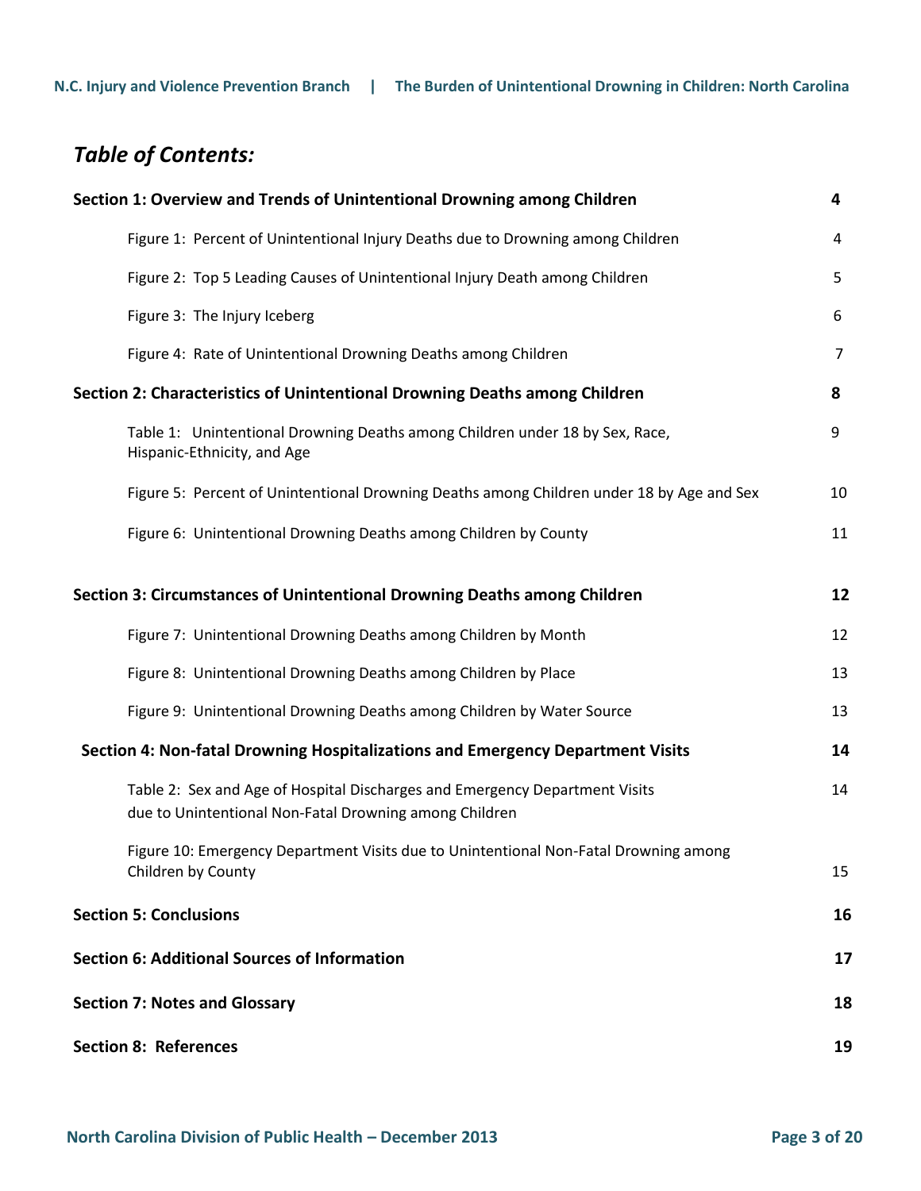## *Table of Contents:*

| | |
|---|---|
| **Section 1: Overview and Trends of Unintentional Drowning among Children** | **4** |
| Figure 1: Percent of Unintentional Injury Deaths due to Drowning among Children | 4 |
| Figure 2: Top 5 Leading Causes of Unintentional Injury Death among Children | 5 |
| Figure 3: The Injury Iceberg | 6 |
| Figure 4: Rate of Unintentional Drowning Deaths among Children | 7 |
| **Section 2: Characteristics of Unintentional Drowning Deaths among Children** | **8** |
| Table 1: Unintentional Drowning Deaths among Children under 18 by Sex, Race, Hispanic-Ethnicity, and Age | 9 |
| Figure 5: Percent of Unintentional Drowning Deaths among Children under 18 by Age and Sex | 10 |
| Figure 6: Unintentional Drowning Deaths among Children by County | 11 |
| **Section 3: Circumstances of Unintentional Drowning Deaths among Children** | **12** |
| Figure 7: Unintentional Drowning Deaths among Children by Month | 12 |
| Figure 8: Unintentional Drowning Deaths among Children by Place | 13 |
| Figure 9: Unintentional Drowning Deaths among Children by Water Source | 13 |
| **Section 4: Non-fatal Drowning Hospitalizations and Emergency Department Visits** | **14** |
| Table 2: Sex and Age of Hospital Discharges and Emergency Department Visits due to Unintentional Non-Fatal Drowning among Children | 14 |
| Figure 10: Emergency Department Visits due to Unintentional Non-Fatal Drowning among Children by County | 15 |
| **Section 5: Conclusions** | **16** |
| **Section 6: Additional Sources of Information** | **17** |
| **Section 7: Notes and Glossary** | **18** |
| **Section 8: References** | **19** |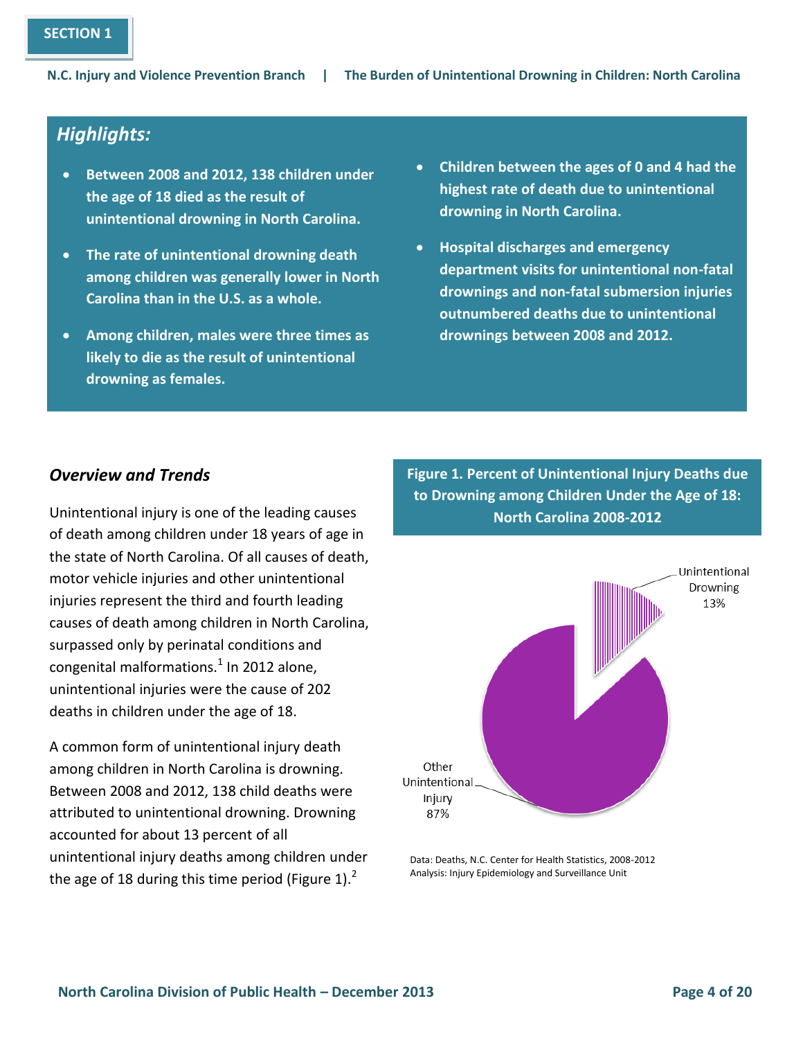## Highlights:

- Between 2008 and 2012, 138 children under the age of 18 died as the result of unintentional drowning in North Carolina.
- The rate of unintentional drowning death among children was generally lower in North Carolina than in the U.S. as a whole.
- Among children, males were three times as likely to die as the result of unintentional drowning as females.
- Children between the ages of 0 and 4 had the highest rate of death due to unintentional drowning in North Carolina.
- Hospital discharges and emergency department visits for unintentional non-fatal drownings and non-fatal submersion injuries outnumbered deaths due to unintentional drownings between 2008 and 2012.

### *Overview and Trends*

Unintentional injury is one of the leading causes of death among children under 18 years of age in the state of North Carolina. Of all causes of death, motor vehicle injuries and other unintentional injuries represent the third and fourth leading causes of death among children in North Carolina, surpassed only by perinatal conditions and congenital malformations.[1] In 2012 alone, unintentional injuries were the cause of 202 deaths in children under the age of 18.

A common form of unintentional injury death among children in North Carolina is drowning. Between 2008 and 2012, 138 child deaths were attributed to unintentional drowning. Drowning accounted for about 13 percent of all unintentional injury deaths among children under the age of 18 during this time period (Figure 1).[2]

**Figure 1. Percent of Unintentional Injury Deaths due to Drowning among Children Under the Age of 18: North Carolina 2008-2012**

Unintentional Drowning 13%

Other Unintentional Injury 87%

Data: Deaths, N.C. Center for Health Statistics, 2008-2012
Analysis: Injury Epidemiology and Surveillance Unit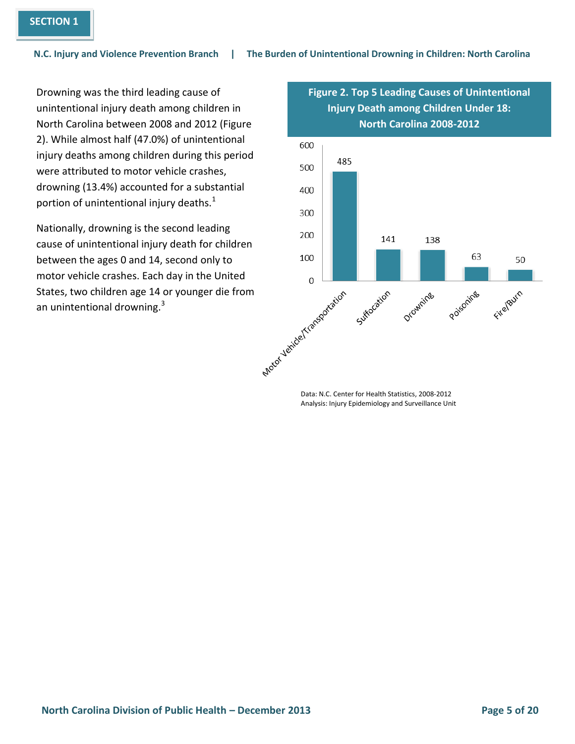Drowning was the third leading cause of unintentional injury death among children in North Carolina between 2008 and 2012 (Figure 2). While almost half (47.0%) of unintentional injury deaths among children during this period were attributed to motor vehicle crashes, drowning (13.4%) accounted for a substantial portion of unintentional injury deaths.[1]

Nationally, drowning is the second leading cause of unintentional injury death for children between the ages 0 and 14, second only to motor vehicle crashes. Each day in the United States, two children age 14 or younger die from an unintentional drowning.[3]

**Figure 2. Top 5 Leading Causes of Unintentional Injury Death among Children Under 18: North Carolina 2008-2012**

| Cause | Deaths |
|---|---|
| Motor Vehicle/Transportation | 485 |
| Suffocation | 141 |
| Drowning | 138 |
| Poisoning | 63 |
| Fire/Burn | 50 |

Data: N.C. Center for Health Statistics, 2008-2012
Analysis: Injury Epidemiology and Surveillance Unit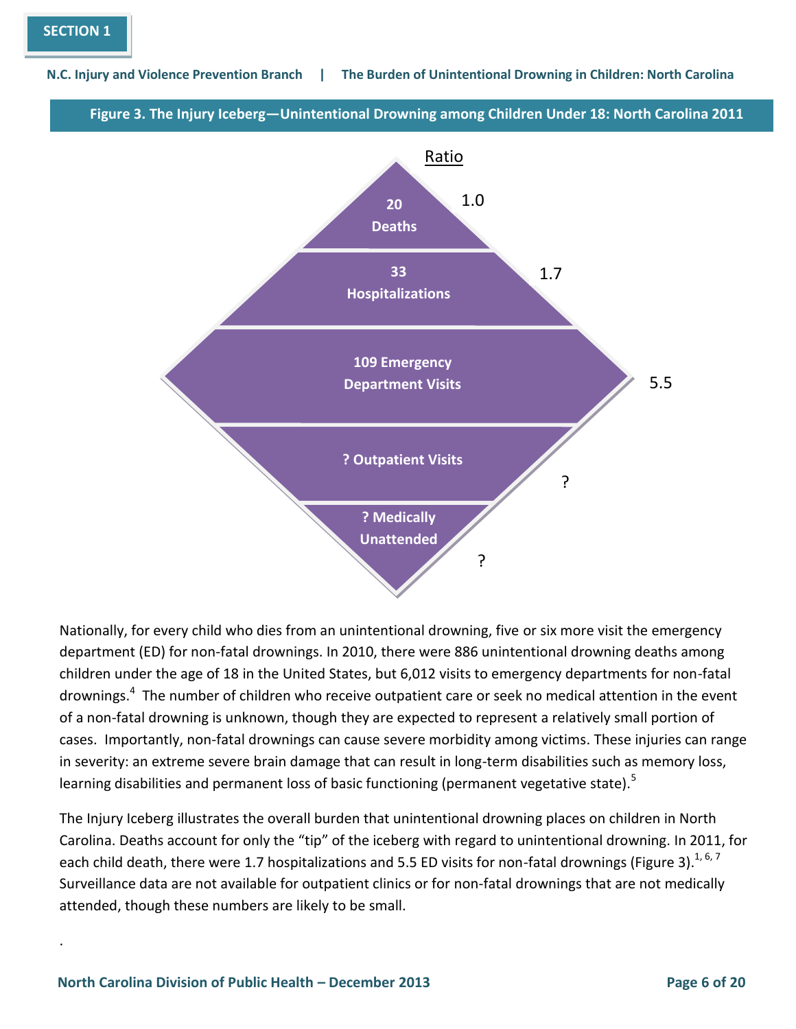**Figure 3. The Injury Iceberg—Unintentional Drowning among Children Under 18: North Carolina 2011**

| Level | Ratio |
|---|---|
| 20 Deaths | 1.0 |
| 33 Hospitalizations | 1.7 |
| 109 Emergency Department Visits | 5.5 |
| ? Outpatient Visits | ? |
| ? Medically Unattended | ? |

Nationally, for every child who dies from an unintentional drowning, five or six more visit the emergency department (ED) for non-fatal drownings. In 2010, there were 886 unintentional drowning deaths among children under the age of 18 in the United States, but 6,012 visits to emergency departments for non-fatal drownings.[4] The number of children who receive outpatient care or seek no medical attention in the event of a non-fatal drowning is unknown, though they are expected to represent a relatively small portion of cases. Importantly, non-fatal drownings can cause severe morbidity among victims. These injuries can range in severity: an extreme severe brain damage that can result in long-term disabilities such as memory loss, learning disabilities and permanent loss of basic functioning (permanent vegetative state).[5]

The Injury Iceberg illustrates the overall burden that unintentional drowning places on children in North Carolina. Deaths account for only the "tip" of the iceberg with regard to unintentional drowning. In 2011, for each child death, there were 1.7 hospitalizations and 5.5 ED visits for non-fatal drownings (Figure 3).[1, 6, 7] Surveillance data are not available for outpatient clinics or for non-fatal drownings that are not medically attended, though these numbers are likely to be small.

.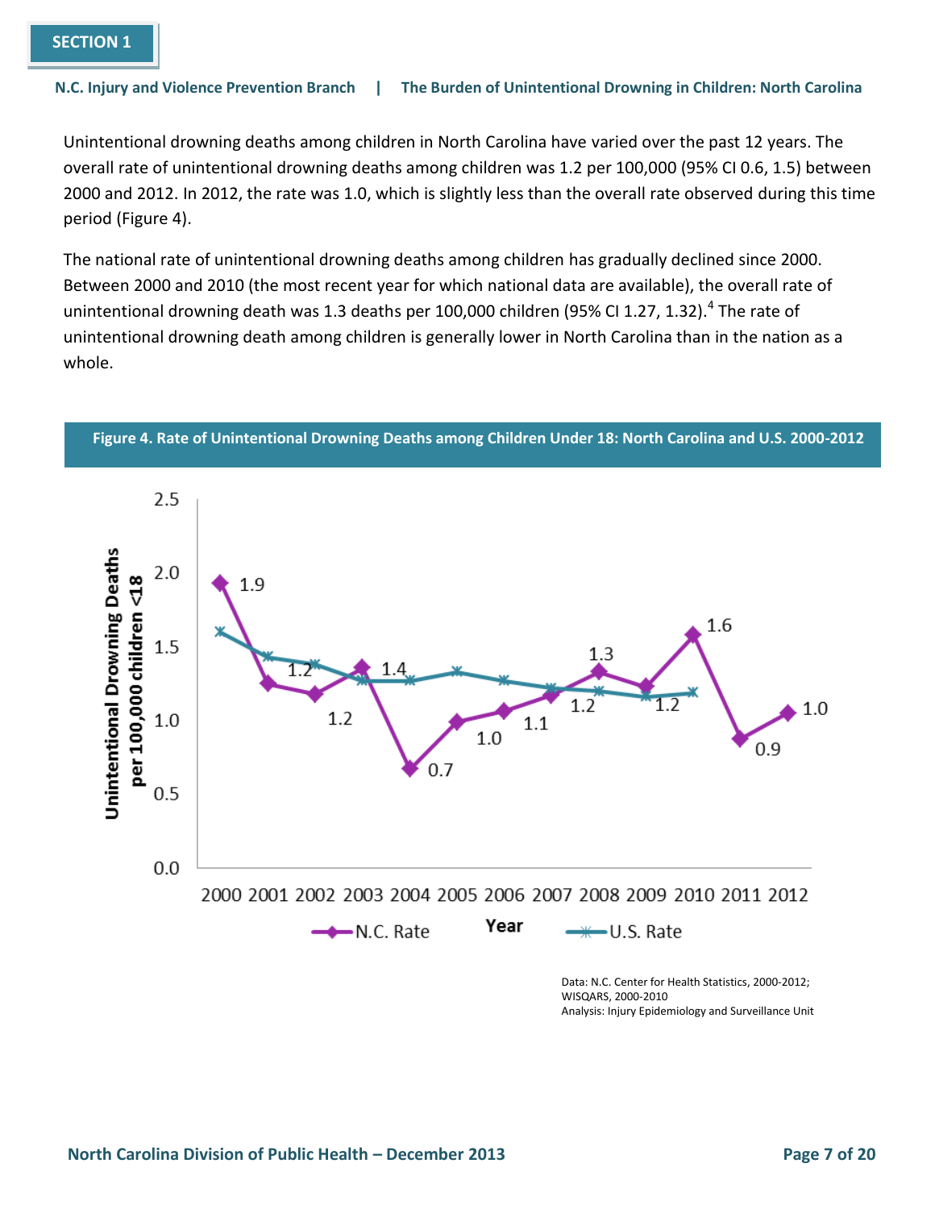Unintentional drowning deaths among children in North Carolina have varied over the past 12 years. The overall rate of unintentional drowning deaths among children was 1.2 per 100,000 (95% CI 0.6, 1.5) between 2000 and 2012. In 2012, the rate was 1.0, which is slightly less than the overall rate observed during this time period (Figure 4).

The national rate of unintentional drowning deaths among children has gradually declined since 2000. Between 2000 and 2010 (the most recent year for which national data are available), the overall rate of unintentional drowning death was 1.3 deaths per 100,000 children (95% CI 1.27, 1.32).[4] The rate of unintentional drowning death among children is generally lower in North Carolina than in the nation as a whole.

**Figure 4. Rate of Unintentional Drowning Deaths among Children Under 18: North Carolina and U.S. 2000-2012**

Data: N.C. Center for Health Statistics, 2000-2012; WISQARS, 2000-2010
Analysis: Injury Epidemiology and Surveillance Unit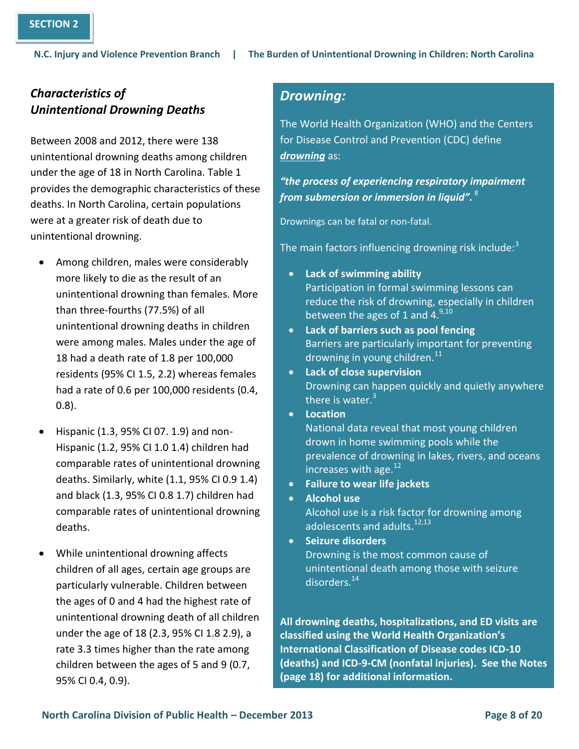SECTION 2

### *Characteristics of Unintentional Drowning Deaths*

Between 2008 and 2012, there were 138 unintentional drowning deaths among children under the age of 18 in North Carolina. Table 1 provides the demographic characteristics of these deaths. In North Carolina, certain populations were at a greater risk of death due to unintentional drowning.

- Among children, males were considerably more likely to die as the result of an unintentional drowning than females. More than three-fourths (77.5%) of all unintentional drowning deaths in children were among males. Males under the age of 18 had a death rate of 1.8 per 100,000 residents (95% CI 1.5, 2.2) whereas females had a rate of 0.6 per 100,000 residents (0.4, 0.8).
- Hispanic (1.3, 95% CI 07. 1.9) and non-Hispanic (1.2, 95% CI 1.0 1.4) children had comparable rates of unintentional drowning deaths. Similarly, white (1.1, 95% CI 0.9 1.4) and black (1.3, 95% CI 0.8 1.7) children had comparable rates of unintentional drowning deaths.
- While unintentional drowning affects children of all ages, certain age groups are particularly vulnerable. Children between the ages of 0 and 4 had the highest rate of unintentional drowning death of all children under the age of 18 (2.3, 95% CI 1.8 2.9), a rate 3.3 times higher than the rate among children between the ages of 5 and 9 (0.7, 95% CI 0.4, 0.9).

### *Drowning:*

The World Health Organization (WHO) and the Centers for Disease Control and Prevention (CDC) define ***drowning*** as:

***"the process of experiencing respiratory impairment from submersion or immersion in liquid".*** [8]

Drownings can be fatal or non-fatal.

The main factors influencing drowning risk include:[3]

- **Lack of swimming ability**
  Participation in formal swimming lessons can reduce the risk of drowning, especially in children between the ages of 1 and 4.[9,10]
- **Lack of barriers such as pool fencing**
  Barriers are particularly important for preventing drowning in young children.[11]
- **Lack of close supervision**
  Drowning can happen quickly and quietly anywhere there is water.[3]
- **Location**
  National data reveal that most young children drown in home swimming pools while the prevalence of drowning in lakes, rivers, and oceans increases with age.[12]
- **Failure to wear life jackets**
- **Alcohol use**
  Alcohol use is a risk factor for drowning among adolescents and adults.[12,13]
- **Seizure disorders**
  Drowning is the most common cause of unintentional death among those with seizure disorders.[14]

**All drowning deaths, hospitalizations, and ED visits are classified using the World Health Organization's International Classification of Disease codes ICD-10 (deaths) and ICD-9-CM (nonfatal injuries). See the Notes (page 18) for additional information.**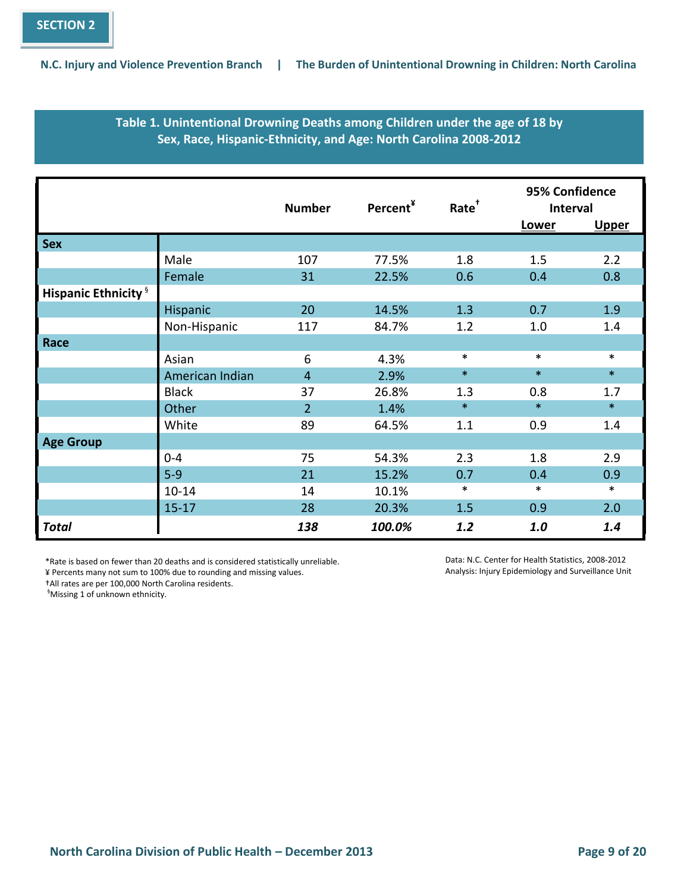SECTION 2

**Table 1. Unintentional Drowning Deaths among Children under the age of 18 by Sex, Race, Hispanic-Ethnicity, and Age: North Carolina 2008-2012**

| | | Number | Percent[¥] | Rate[†] | 95% Confidence Interval | |
|---|---|---|---|---|---|---|
| | | | | | Lower | Upper |
| **Sex** | | | | | | |
| | Male | 107 | 77.5% | 1.8 | 1.5 | 2.2 |
| | Female | 31 | 22.5% | 0.6 | 0.4 | 0.8 |
| **Hispanic Ethnicity** [§] | | | | | | |
| | Hispanic | 20 | 14.5% | 1.3 | 0.7 | 1.9 |
| | Non-Hispanic | 117 | 84.7% | 1.2 | 1.0 | 1.4 |
| **Race** | | | | | | |
| | Asian | 6 | 4.3% | * | * | * |
| | American Indian | 4 | 2.9% | * | * | * |
| | Black | 37 | 26.8% | 1.3 | 0.8 | 1.7 |
| | Other | 2 | 1.4% | * | * | * |
| | White | 89 | 64.5% | 1.1 | 0.9 | 1.4 |
| **Age Group** | | | | | | |
| | 0-4 | 75 | 54.3% | 2.3 | 1.8 | 2.9 |
| | 5-9 | 21 | 15.2% | 0.7 | 0.4 | 0.9 |
| | 10-14 | 14 | 10.1% | * | * | * |
| | 15-17 | 28 | 20.3% | 1.5 | 0.9 | 2.0 |
| ***Total*** | | ***138*** | ***100.0%*** | ***1.2*** | ***1.0*** | ***1.4*** |

*Rate is based on fewer than 20 deaths and is considered statistically unreliable.
¥ Percents many not sum to 100% due to rounding and missing values.
†All rates are per 100,000 North Carolina residents.
§Missing 1 of unknown ethnicity.

Data: N.C. Center for Health Statistics, 2008-2012
Analysis: Injury Epidemiology and Surveillance Unit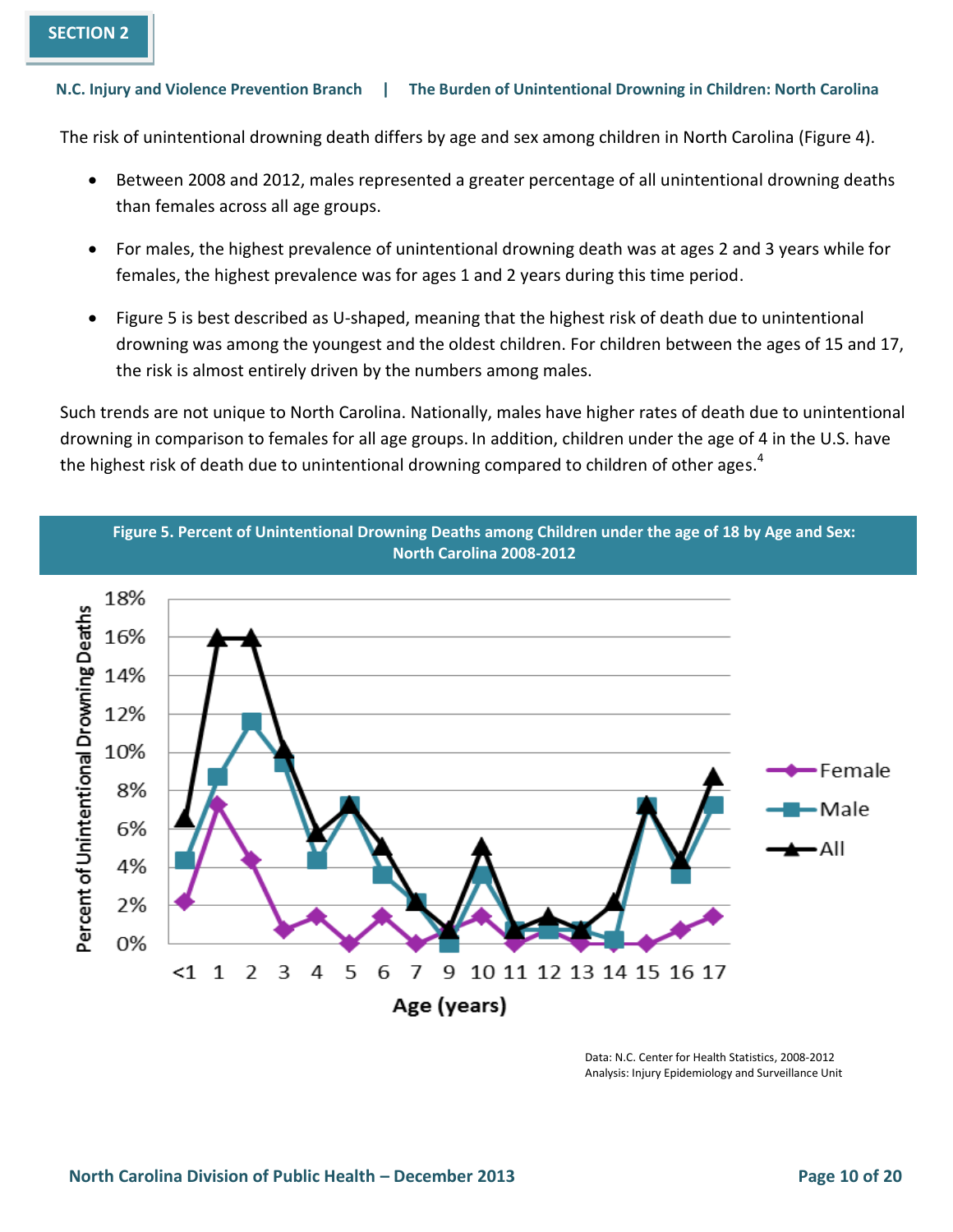The risk of unintentional drowning death differs by age and sex among children in North Carolina (Figure 4).

- Between 2008 and 2012, males represented a greater percentage of all unintentional drowning deaths than females across all age groups.
- For males, the highest prevalence of unintentional drowning death was at ages 2 and 3 years while for females, the highest prevalence was for ages 1 and 2 years during this time period.
- Figure 5 is best described as U-shaped, meaning that the highest risk of death due to unintentional drowning was among the youngest and the oldest children. For children between the ages of 15 and 17, the risk is almost entirely driven by the numbers among males.

Such trends are not unique to North Carolina. Nationally, males have higher rates of death due to unintentional drowning in comparison to females for all age groups. In addition, children under the age of 4 in the U.S. have the highest risk of death due to unintentional drowning compared to children of other ages.[4]

**Figure 5. Percent of Unintentional Drowning Deaths among Children under the age of 18 by Age and Sex: North Carolina 2008-2012**

Data: N.C. Center for Health Statistics, 2008-2012
Analysis: Injury Epidemiology and Surveillance Unit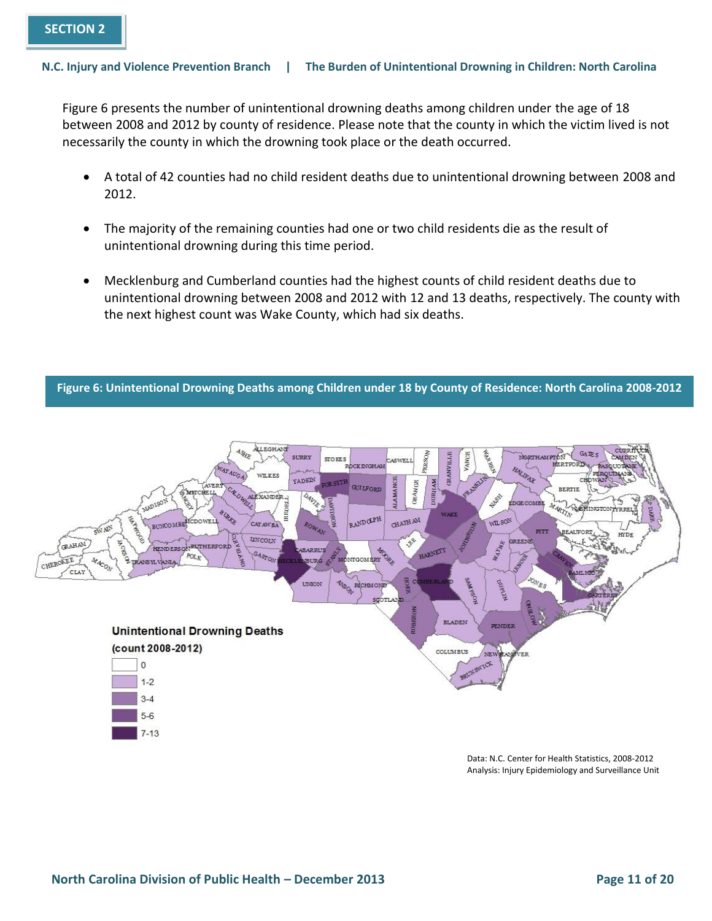Figure 6 presents the number of unintentional drowning deaths among children under the age of 18 between 2008 and 2012 by county of residence. Please note that the county in which the victim lived is not necessarily the county in which the drowning took place or the death occurred.

- A total of 42 counties had no child resident deaths due to unintentional drowning between 2008 and 2012.
- The majority of the remaining counties had one or two child residents die as the result of unintentional drowning during this time period.
- Mecklenburg and Cumberland counties had the highest counts of child resident deaths due to unintentional drowning between 2008 and 2012 with 12 and 13 deaths, respectively. The county with the next highest count was Wake County, which had six deaths.

**Figure 6: Unintentional Drowning Deaths among Children under 18 by County of Residence: North Carolina 2008-2012**

Data: N.C. Center for Health Statistics, 2008-2012
Analysis: Injury Epidemiology and Surveillance Unit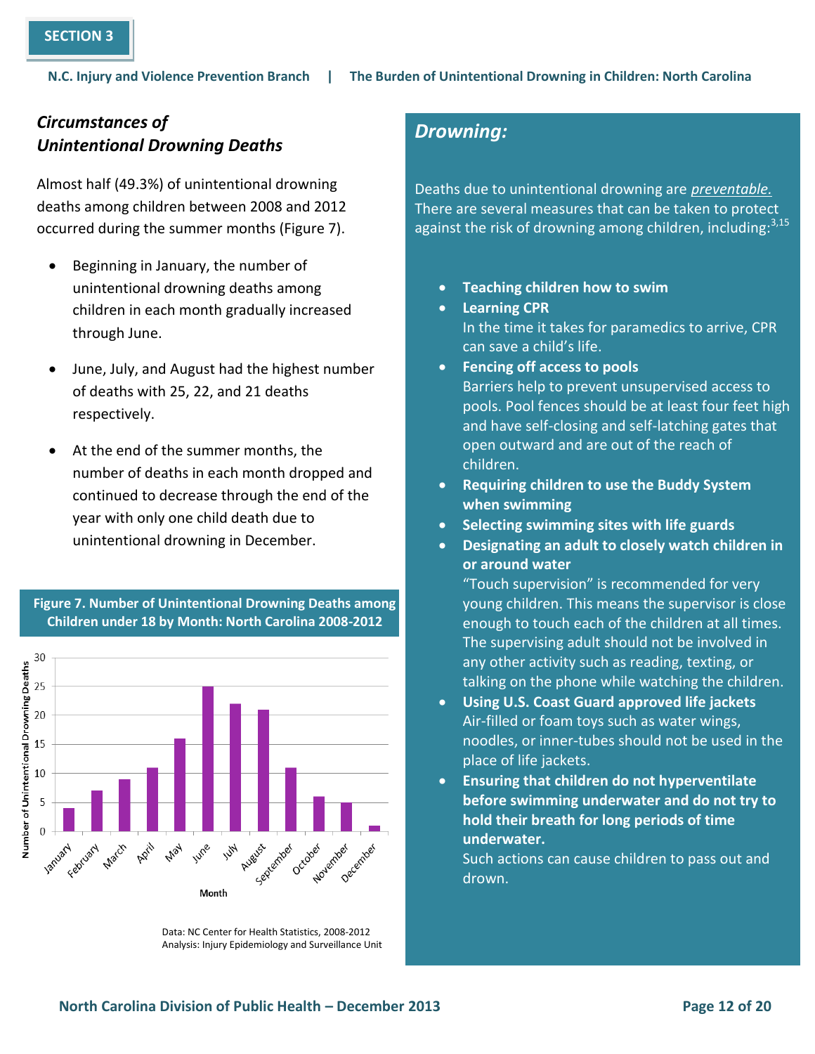SECTION 3

## *Circumstances of Unintentional Drowning Deaths*

Almost half (49.3%) of unintentional drowning deaths among children between 2008 and 2012 occurred during the summer months (Figure 7).

- Beginning in January, the number of unintentional drowning deaths among children in each month gradually increased through June.
- June, July, and August had the highest number of deaths with 25, 22, and 21 deaths respectively.
- At the end of the summer months, the number of deaths in each month dropped and continued to decrease through the end of the year with only one child death due to unintentional drowning in December.

**Figure 7. Number of Unintentional Drowning Deaths among Children under 18 by Month: North Carolina 2008-2012**

| Month | Number of Unintentional Drowning Deaths |
|---|---|
| January | 4 |
| February | 7 |
| March | 9 |
| April | 11 |
| May | 16 |
| June | 25 |
| July | 22 |
| August | 21 |
| September | 11 |
| October | 6 |
| November | 5 |
| December | 1 |

Data: NC Center for Health Statistics, 2008-2012
Analysis: Injury Epidemiology and Surveillance Unit

## *Drowning:*

Deaths due to unintentional drowning are *preventable.* There are several measures that can be taken to protect against the risk of drowning among children, including:[3,15]

- **Teaching children how to swim**
- **Learning CPR**
  In the time it takes for paramedics to arrive, CPR can save a child's life.
- **Fencing off access to pools**
  Barriers help to prevent unsupervised access to pools. Pool fences should be at least four feet high and have self-closing and self-latching gates that open outward and are out of the reach of children.
- **Requiring children to use the Buddy System when swimming**
- **Selecting swimming sites with life guards**
- **Designating an adult to closely watch children in or around water**
  "Touch supervision" is recommended for very young children. This means the supervisor is close enough to touch each of the children at all times. The supervising adult should not be involved in any other activity such as reading, texting, or talking on the phone while watching the children.
- **Using U.S. Coast Guard approved life jackets**
  Air-filled or foam toys such as water wings, noodles, or inner-tubes should not be used in the place of life jackets.
- **Ensuring that children do not hyperventilate before swimming underwater and do not try to hold their breath for long periods of time underwater.**
  Such actions can cause children to pass out and drown.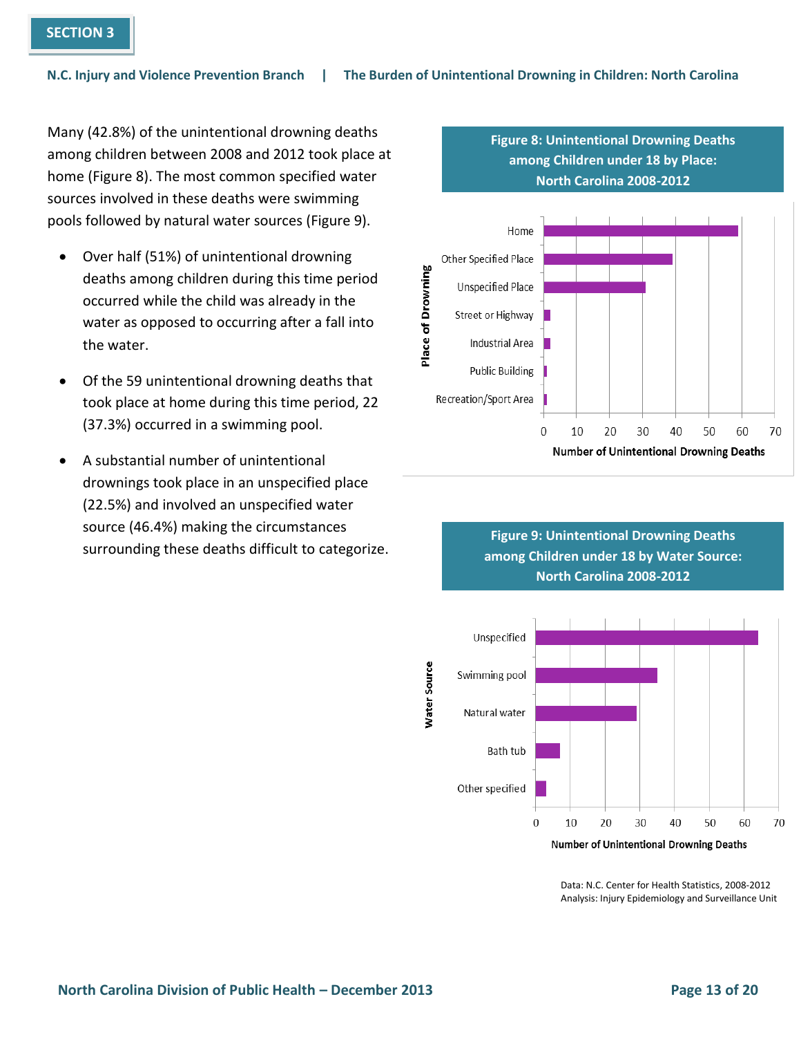## SECTION 3

Many (42.8%) of the unintentional drowning deaths among children between 2008 and 2012 took place at home (Figure 8). The most common specified water sources involved in these deaths were swimming pools followed by natural water sources (Figure 9).

- Over half (51%) of unintentional drowning deaths among children during this time period occurred while the child was already in the water as opposed to occurring after a fall into the water.
- Of the 59 unintentional drowning deaths that took place at home during this time period, 22 (37.3%) occurred in a swimming pool.
- A substantial number of unintentional drownings took place in an unspecified place (22.5%) and involved an unspecified water source (46.4%) making the circumstances surrounding these deaths difficult to categorize.

**Figure 8: Unintentional Drowning Deaths among Children under 18 by Place: North Carolina 2008-2012**

**Figure 9: Unintentional Drowning Deaths among Children under 18 by Water Source: North Carolina 2008-2012**

Data: N.C. Center for Health Statistics, 2008-2012
Analysis: Injury Epidemiology and Surveillance Unit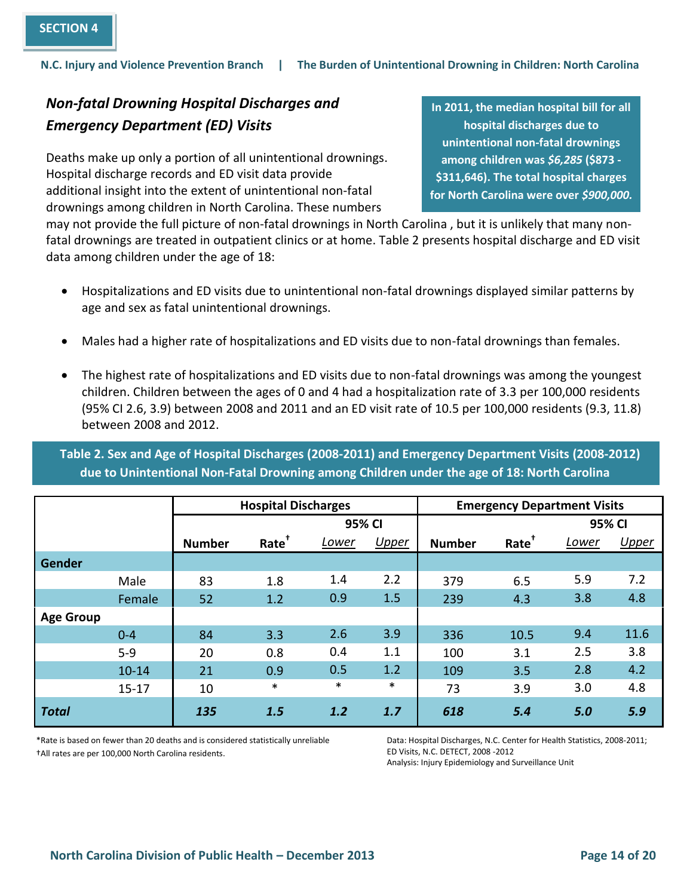## *Non-fatal Drowning Hospital Discharges and Emergency Department (ED) Visits*

**In 2011, the median hospital bill for all hospital discharges due to unintentional non-fatal drownings among children was *$6,285* ($873 - $311,646). The total hospital charges for North Carolina were over *$900,000.***

Deaths make up only a portion of all unintentional drownings. Hospital discharge records and ED visit data provide additional insight into the extent of unintentional non-fatal drownings among children in North Carolina. These numbers may not provide the full picture of non-fatal drownings in North Carolina , but it is unlikely that many non-fatal drownings are treated in outpatient clinics or at home. Table 2 presents hospital discharge and ED visit data among children under the age of 18:

- Hospitalizations and ED visits due to unintentional non-fatal drownings displayed similar patterns by age and sex as fatal unintentional drownings.
- Males had a higher rate of hospitalizations and ED visits due to non-fatal drownings than females.
- The highest rate of hospitalizations and ED visits due to non-fatal drownings was among the youngest children. Children between the ages of 0 and 4 had a hospitalization rate of 3.3 per 100,000 residents (95% CI 2.6, 3.9) between 2008 and 2011 and an ED visit rate of 10.5 per 100,000 residents (9.3, 11.8) between 2008 and 2012.

**Table 2. Sex and Age of Hospital Discharges (2008-2011) and Emergency Department Visits (2008-2012) due to Unintentional Non-Fatal Drowning among Children under the age of 18: North Carolina**

| | Hospital Discharges | | | | Emergency Department Visits | | | |
|---|---|---|---|---|---|---|---|---|
| | | | 95% CI | | | | 95% CI | |
| | Number | Rate† | Lower | Upper | Number | Rate† | Lower | Upper |
| **Gender** | | | | | | | | |
| Male | 83 | 1.8 | 1.4 | 2.2 | 379 | 6.5 | 5.9 | 7.2 |
| Female | 52 | 1.2 | 0.9 | 1.5 | 239 | 4.3 | 3.8 | 4.8 |
| **Age Group** | | | | | | | | |
| 0-4 | 84 | 3.3 | 2.6 | 3.9 | 336 | 10.5 | 9.4 | 11.6 |
| 5-9 | 20 | 0.8 | 0.4 | 1.1 | 100 | 3.1 | 2.5 | 3.8 |
| 10-14 | 21 | 0.9 | 0.5 | 1.2 | 109 | 3.5 | 2.8 | 4.2 |
| 15-17 | 10 | * | * | * | 73 | 3.9 | 3.0 | 4.8 |
| ***Total*** | ***135*** | ***1.5*** | ***1.2*** | ***1.7*** | ***618*** | ***5.4*** | ***5.0*** | ***5.9*** |

*Rate is based on fewer than 20 deaths and is considered statistically unreliable
†All rates are per 100,000 North Carolina residents.

Data: Hospital Discharges, N.C. Center for Health Statistics, 2008-2011; ED Visits, N.C. DETECT, 2008 -2012
Analysis: Injury Epidemiology and Surveillance Unit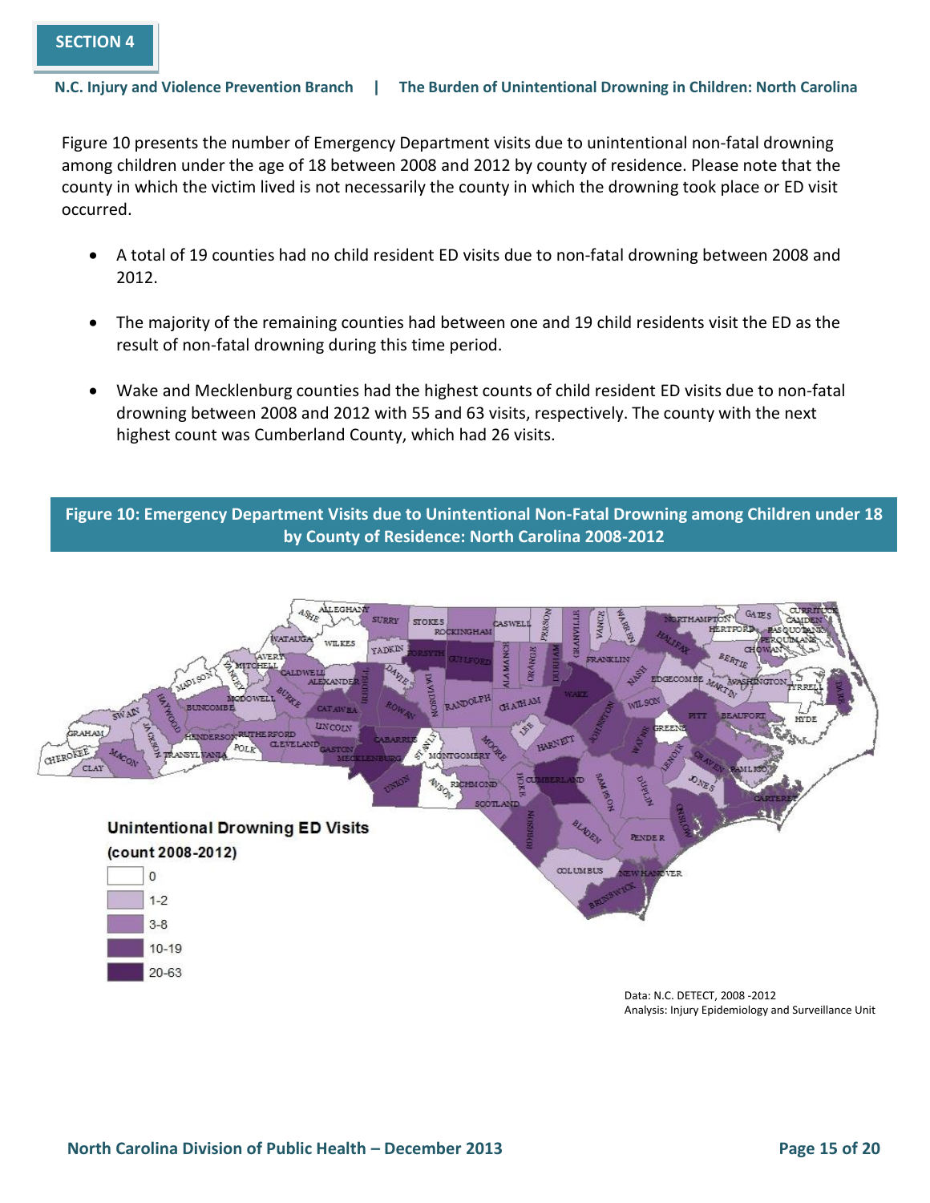Figure 10 presents the number of Emergency Department visits due to unintentional non-fatal drowning among children under the age of 18 between 2008 and 2012 by county of residence. Please note that the county in which the victim lived is not necessarily the county in which the drowning took place or ED visit occurred.

- A total of 19 counties had no child resident ED visits due to non-fatal drowning between 2008 and 2012.
- The majority of the remaining counties had between one and 19 child residents visit the ED as the result of non-fatal drowning during this time period.
- Wake and Mecklenburg counties had the highest counts of child resident ED visits due to non-fatal drowning between 2008 and 2012 with 55 and 63 visits, respectively. The county with the next highest count was Cumberland County, which had 26 visits.

**Figure 10: Emergency Department Visits due to Unintentional Non-Fatal Drowning among Children under 18 by County of Residence: North Carolina 2008-2012**

Unintentional Drowning ED Visits (count 2008-2012)

- 0
- 1-2
- 3-8
- 10-19
- 20-63

Data: N.C. DETECT, 2008 -2012
Analysis: Injury Epidemiology and Surveillance Unit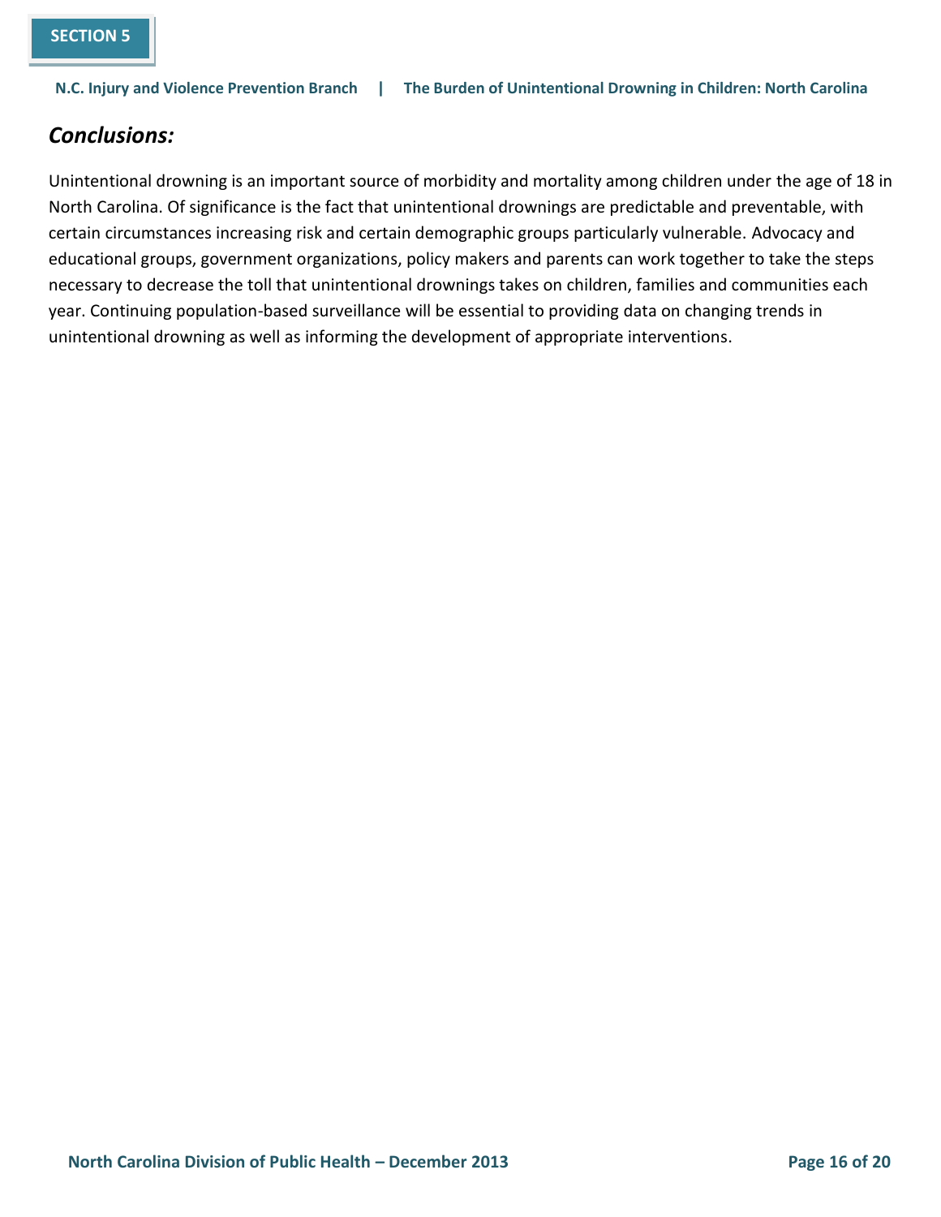## *Conclusions:*

Unintentional drowning is an important source of morbidity and mortality among children under the age of 18 in North Carolina. Of significance is the fact that unintentional drownings are predictable and preventable, with certain circumstances increasing risk and certain demographic groups particularly vulnerable. Advocacy and educational groups, government organizations, policy makers and parents can work together to take the steps necessary to decrease the toll that unintentional drownings takes on children, families and communities each year. Continuing population-based surveillance will be essential to providing data on changing trends in unintentional drowning as well as informing the development of appropriate interventions.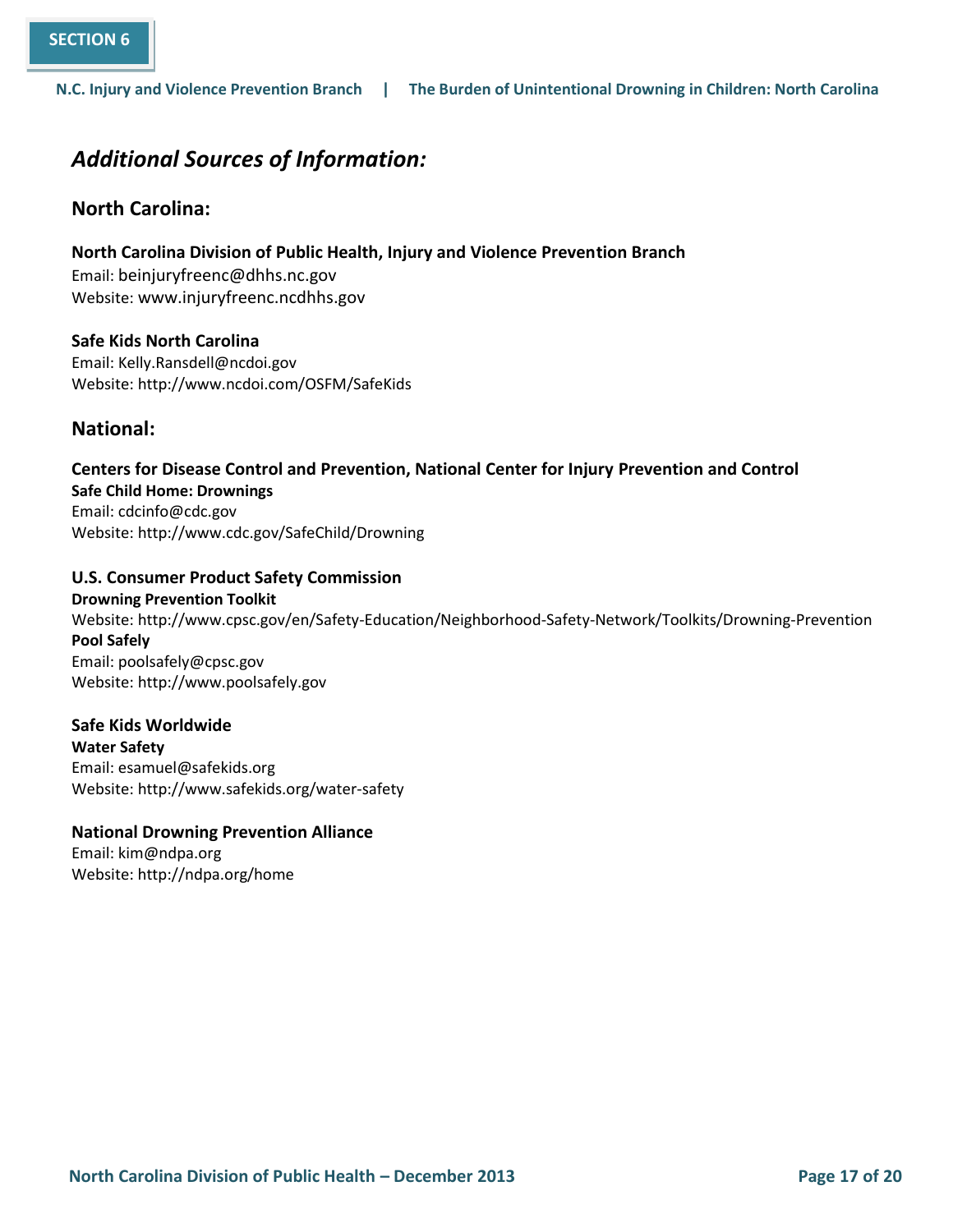## Additional Sources of Information:

### North Carolina:

**North Carolina Division of Public Health, Injury and Violence Prevention Branch**
Email: beinjuryfreenc@dhhs.nc.gov
Website: www.injuryfreenc.ncdhhs.gov

**Safe Kids North Carolina**
Email: Kelly.Ransdell@ncdoi.gov
Website: http://www.ncdoi.com/OSFM/SafeKids

### National:

**Centers for Disease Control and Prevention, National Center for Injury Prevention and Control**
**Safe Child Home: Drownings**
Email: cdcinfo@cdc.gov
Website: http://www.cdc.gov/SafeChild/Drowning

**U.S. Consumer Product Safety Commission**
**Drowning Prevention Toolkit**
Website: http://www.cpsc.gov/en/Safety-Education/Neighborhood-Safety-Network/Toolkits/Drowning-Prevention
**Pool Safely**
Email: poolsafely@cpsc.gov
Website: http://www.poolsafely.gov

**Safe Kids Worldwide**
**Water Safety**
Email: esamuel@safekids.org
Website: http://www.safekids.org/water-safety

**National Drowning Prevention Alliance**
Email: kim@ndpa.org
Website: http://ndpa.org/home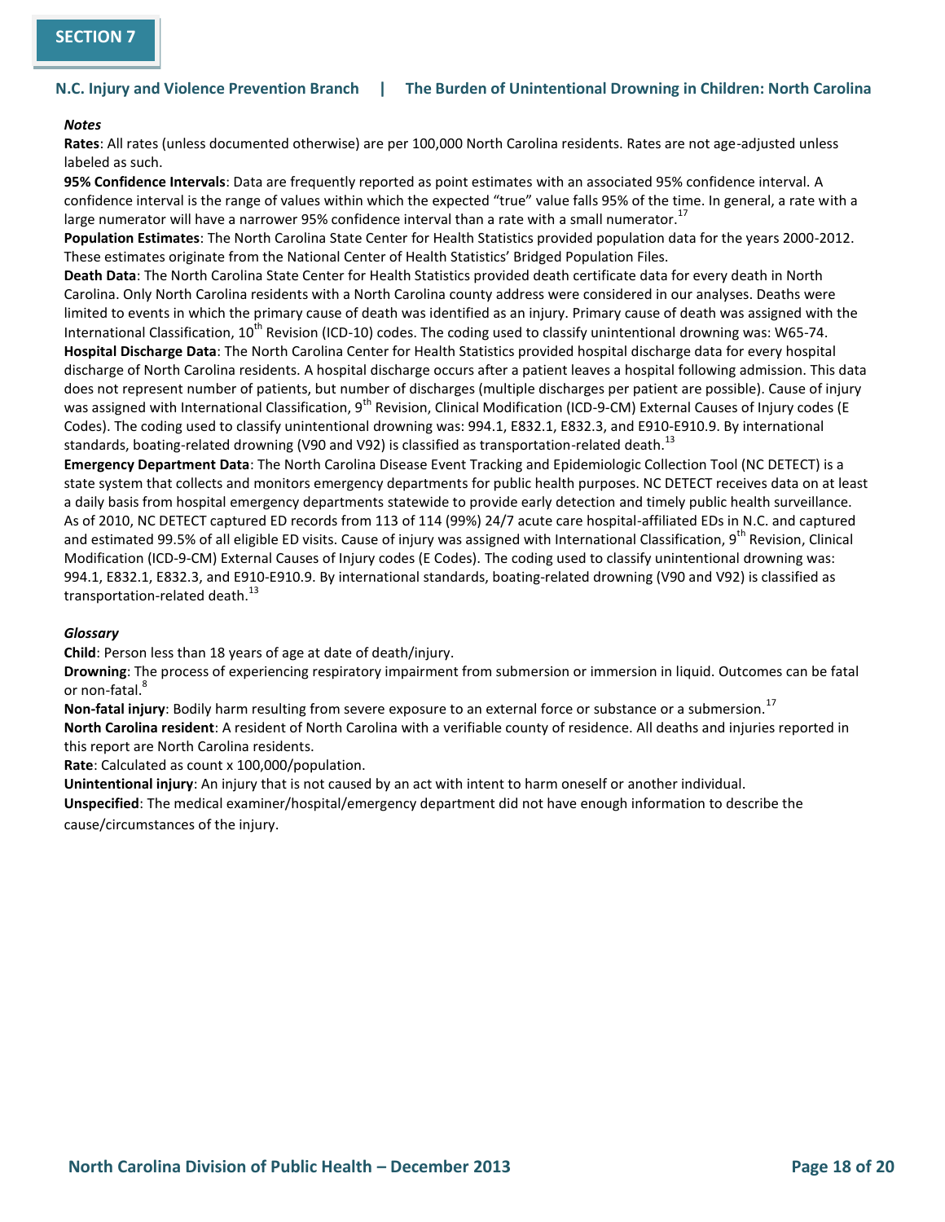## SECTION 7

***Notes***

**Rates**: All rates (unless documented otherwise) are per 100,000 North Carolina residents. Rates are not age-adjusted unless labeled as such.

**95% Confidence Intervals**: Data are frequently reported as point estimates with an associated 95% confidence interval. A confidence interval is the range of values within which the expected "true" value falls 95% of the time. In general, a rate with a large numerator will have a narrower 95% confidence interval than a rate with a small numerator.[17]

**Population Estimates**: The North Carolina State Center for Health Statistics provided population data for the years 2000-2012. These estimates originate from the National Center of Health Statistics' Bridged Population Files.

**Death Data**: The North Carolina State Center for Health Statistics provided death certificate data for every death in North Carolina. Only North Carolina residents with a North Carolina county address were considered in our analyses. Deaths were limited to events in which the primary cause of death was identified as an injury. Primary cause of death was assigned with the International Classification, 10th Revision (ICD-10) codes. The coding used to classify unintentional drowning was: W65-74.

**Hospital Discharge Data**: The North Carolina Center for Health Statistics provided hospital discharge data for every hospital discharge of North Carolina residents. A hospital discharge occurs after a patient leaves a hospital following admission. This data does not represent number of patients, but number of discharges (multiple discharges per patient are possible). Cause of injury was assigned with International Classification, 9th Revision, Clinical Modification (ICD-9-CM) External Causes of Injury codes (E Codes). The coding used to classify unintentional drowning was: 994.1, E832.1, E832.3, and E910-E910.9. By international standards, boating-related drowning (V90 and V92) is classified as transportation-related death.[13]

**Emergency Department Data**: The North Carolina Disease Event Tracking and Epidemiologic Collection Tool (NC DETECT) is a state system that collects and monitors emergency departments for public health purposes. NC DETECT receives data on at least a daily basis from hospital emergency departments statewide to provide early detection and timely public health surveillance. As of 2010, NC DETECT captured ED records from 113 of 114 (99%) 24/7 acute care hospital-affiliated EDs in N.C. and captured and estimated 99.5% of all eligible ED visits. Cause of injury was assigned with International Classification, 9th Revision, Clinical Modification (ICD-9-CM) External Causes of Injury codes (E Codes). The coding used to classify unintentional drowning was: 994.1, E832.1, E832.3, and E910-E910.9. By international standards, boating-related drowning (V90 and V92) is classified as transportation-related death.[13]

***Glossary***

**Child**: Person less than 18 years of age at date of death/injury.

**Drowning**: The process of experiencing respiratory impairment from submersion or immersion in liquid. Outcomes can be fatal or non-fatal.[8]

**Non-fatal injury**: Bodily harm resulting from severe exposure to an external force or substance or a submersion.[17]

**North Carolina resident**: A resident of North Carolina with a verifiable county of residence. All deaths and injuries reported in this report are North Carolina residents.

**Rate**: Calculated as count x 100,000/population.

**Unintentional injury**: An injury that is not caused by an act with intent to harm oneself or another individual.

**Unspecified**: The medical examiner/hospital/emergency department did not have enough information to describe the cause/circumstances of the injury.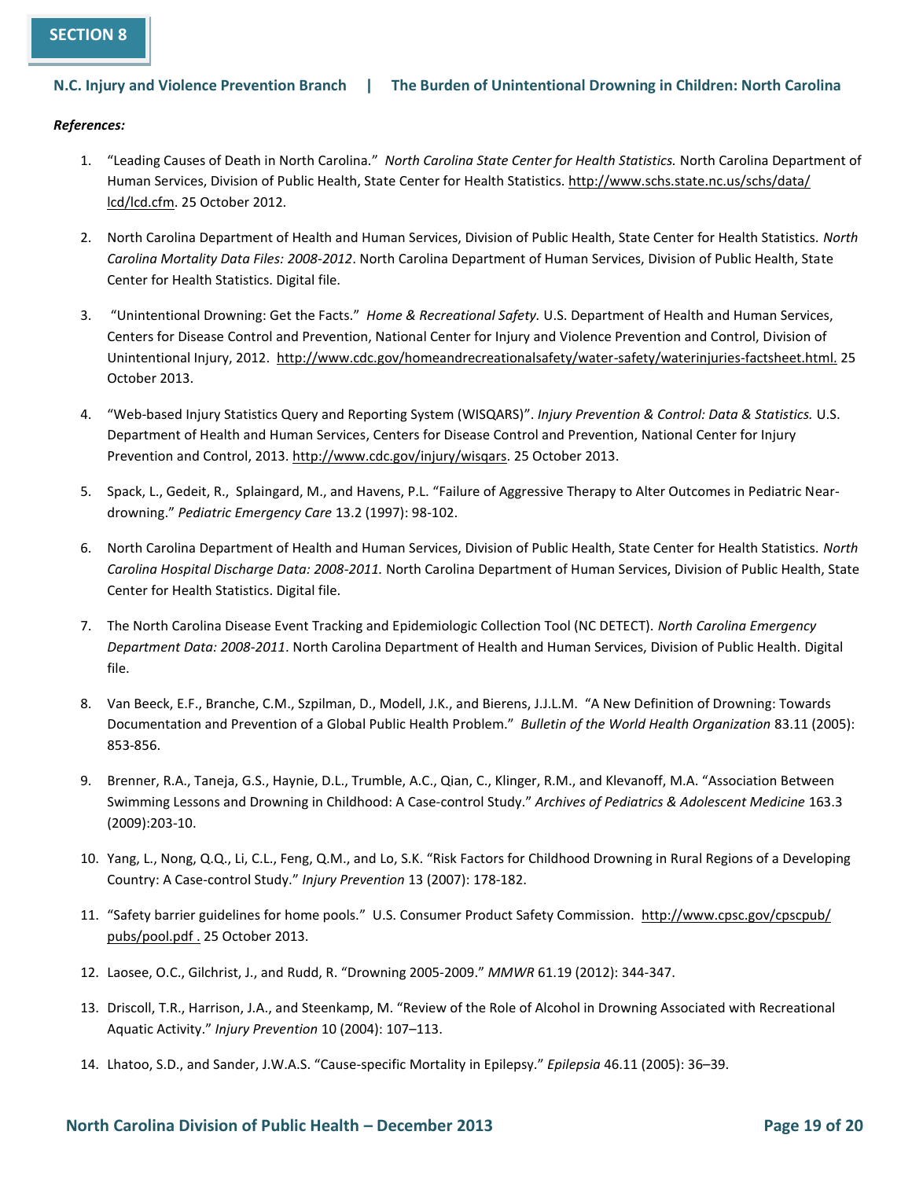*References:*

1. "Leading Causes of Death in North Carolina." *North Carolina State Center for Health Statistics.* North Carolina Department of Human Services, Division of Public Health, State Center for Health Statistics. http://www.schs.state.nc.us/schs/data/lcd/lcd.cfm. 25 October 2012.

2. North Carolina Department of Health and Human Services, Division of Public Health, State Center for Health Statistics. *North Carolina Mortality Data Files: 2008-2012*. North Carolina Department of Human Services, Division of Public Health, State Center for Health Statistics. Digital file.

3. "Unintentional Drowning: Get the Facts." *Home & Recreational Safety.* U.S. Department of Health and Human Services, Centers for Disease Control and Prevention, National Center for Injury and Violence Prevention and Control, Division of Unintentional Injury, 2012. http://www.cdc.gov/homeandrecreationalsafety/water-safety/waterinjuries-factsheet.html. 25 October 2013.

4. "Web-based Injury Statistics Query and Reporting System (WISQARS)". *Injury Prevention & Control: Data & Statistics.* U.S. Department of Health and Human Services, Centers for Disease Control and Prevention, National Center for Injury Prevention and Control, 2013. http://www.cdc.gov/injury/wisqars. 25 October 2013.

5. Spack, L., Gedeit, R., Splaingard, M., and Havens, P.L. "Failure of Aggressive Therapy to Alter Outcomes in Pediatric Near-drowning." *Pediatric Emergency Care* 13.2 (1997): 98-102.

6. North Carolina Department of Health and Human Services, Division of Public Health, State Center for Health Statistics. *North Carolina Hospital Discharge Data: 2008-2011.* North Carolina Department of Human Services, Division of Public Health, State Center for Health Statistics. Digital file.

7. The North Carolina Disease Event Tracking and Epidemiologic Collection Tool (NC DETECT). *North Carolina Emergency Department Data: 2008-2011*. North Carolina Department of Health and Human Services, Division of Public Health. Digital file.

8. Van Beeck, E.F., Branche, C.M., Szpilman, D., Modell, J.K., and Bierens, J.J.L.M. "A New Definition of Drowning: Towards Documentation and Prevention of a Global Public Health Problem." *Bulletin of the World Health Organization* 83.11 (2005): 853-856.

9. Brenner, R.A., Taneja, G.S., Haynie, D.L., Trumble, A.C., Qian, C., Klinger, R.M., and Klevanoff, M.A. "Association Between Swimming Lessons and Drowning in Childhood: A Case-control Study." *Archives of Pediatrics & Adolescent Medicine* 163.3 (2009):203-10.

10. Yang, L., Nong, Q.Q., Li, C.L., Feng, Q.M., and Lo, S.K. "Risk Factors for Childhood Drowning in Rural Regions of a Developing Country: A Case-control Study." *Injury Prevention* 13 (2007): 178-182.

11. "Safety barrier guidelines for home pools." U.S. Consumer Product Safety Commission. http://www.cpsc.gov/cpscpub/pubs/pool.pdf . 25 October 2013.

12. Laosee, O.C., Gilchrist, J., and Rudd, R. "Drowning 2005-2009." *MMWR* 61.19 (2012): 344-347.

13. Driscoll, T.R., Harrison, J.A., and Steenkamp, M. "Review of the Role of Alcohol in Drowning Associated with Recreational Aquatic Activity." *Injury Prevention* 10 (2004): 107–113.

14. Lhatoo, S.D., and Sander, J.W.A.S. "Cause-specific Mortality in Epilepsy." *Epilepsia* 46.11 (2005): 36–39.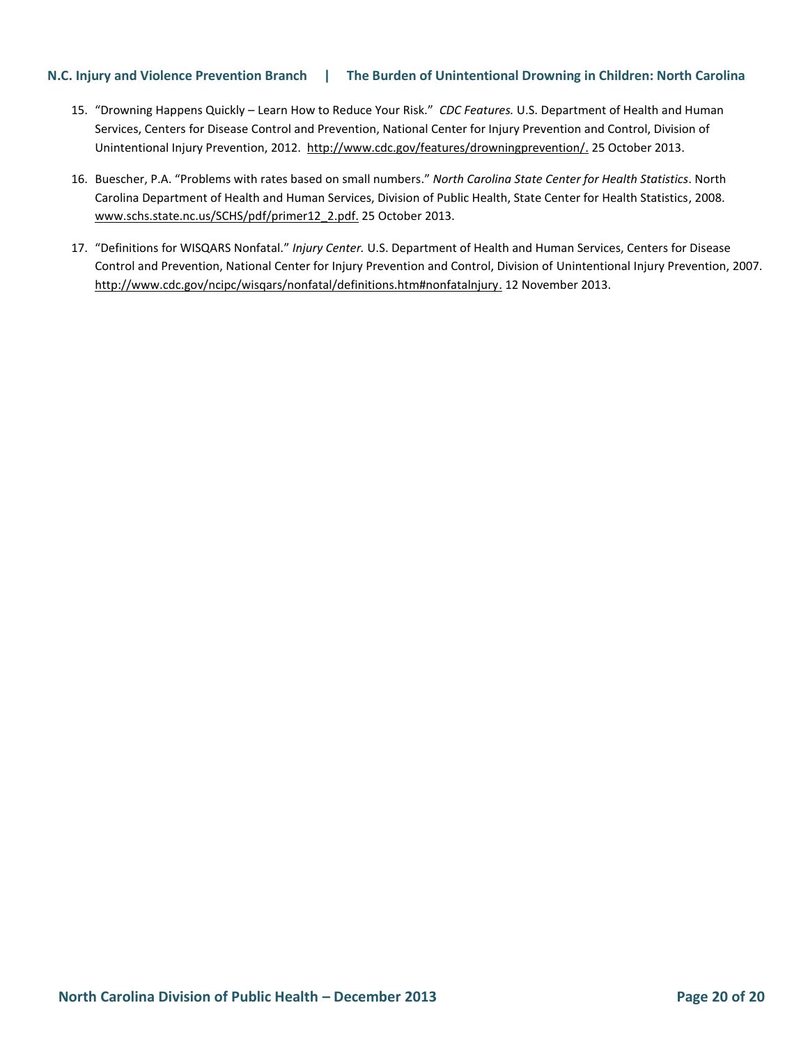15. "Drowning Happens Quickly – Learn How to Reduce Your Risk." *CDC Features.* U.S. Department of Health and Human Services, Centers for Disease Control and Prevention, National Center for Injury Prevention and Control, Division of Unintentional Injury Prevention, 2012. http://www.cdc.gov/features/drowningprevention/. 25 October 2013.

16. Buescher, P.A. "Problems with rates based on small numbers." *North Carolina State Center for Health Statistics*. North Carolina Department of Health and Human Services, Division of Public Health, State Center for Health Statistics, 2008. www.schs.state.nc.us/SCHS/pdf/primer12_2.pdf. 25 October 2013.

17. "Definitions for WISQARS Nonfatal." *Injury Center.* U.S. Department of Health and Human Services, Centers for Disease Control and Prevention, National Center for Injury Prevention and Control, Division of Unintentional Injury Prevention, 2007. http://www.cdc.gov/ncipc/wisqars/nonfatal/definitions.htm#nonfatalnjury. 12 November 2013.